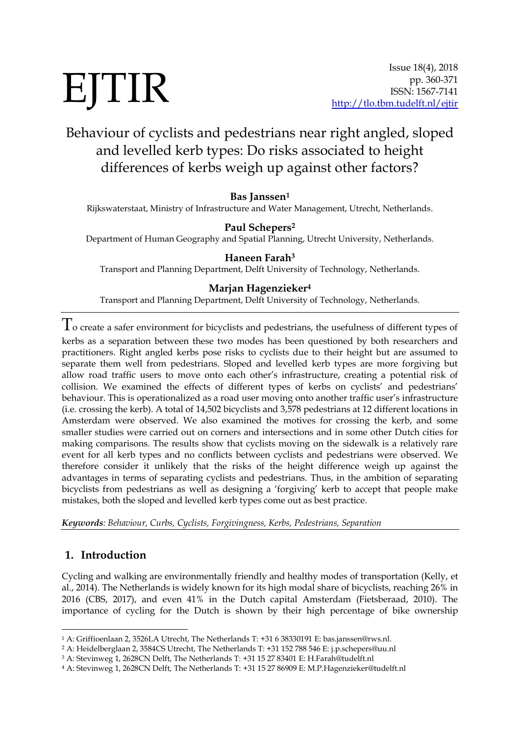# Behaviour of cyclists and pedestrians near right angled, sloped and levelled kerb types: Do risks associated to height differences of kerbs weigh up against other factors?

**Bas Janssen**[1]

Rijkswaterstaat, Ministry of Infrastructure and Water Management, Utrecht, Netherlands.

**Paul Schepers**[2]

Department of Human Geography and Spatial Planning, Utrecht University, Netherlands.

**Haneen Farah**[3]

Transport and Planning Department, Delft University of Technology, Netherlands.

**Marjan Hagenzieker**[4]

Transport and Planning Department, Delft University of Technology, Netherlands.

To create a safer environment for bicyclists and pedestrians, the usefulness of different types of kerbs as a separation between these two modes has been questioned by both researchers and practitioners. Right angled kerbs pose risks to cyclists due to their height but are assumed to separate them well from pedestrians. Sloped and levelled kerb types are more forgiving but allow road traffic users to move onto each other's infrastructure, creating a potential risk of collision. We examined the effects of different types of kerbs on cyclists' and pedestrians' behaviour. This is operationalized as a road user moving onto another traffic user's infrastructure (i.e. crossing the kerb). A total of 14,502 bicyclists and 3,578 pedestrians at 12 different locations in Amsterdam were observed. We also examined the motives for crossing the kerb, and some smaller studies were carried out on corners and intersections and in some other Dutch cities for making comparisons. The results show that cyclists moving on the sidewalk is a relatively rare event for all kerb types and no conflicts between cyclists and pedestrians were observed. We therefore consider it unlikely that the risks of the height difference weigh up against the advantages in terms of separating cyclists and pedestrians. Thus, in the ambition of separating bicyclists from pedestrians as well as designing a 'forgiving' kerb to accept that people make mistakes, both the sloped and levelled kerb types come out as best practice.

***Keywords**: Behaviour, Curbs, Cyclists, Forgivingness, Kerbs, Pedestrians, Separation*

## 1. Introduction

Cycling and walking are environmentally friendly and healthy modes of transportation (Kelly, et al., 2014). The Netherlands is widely known for its high modal share of bicyclists, reaching 26% in 2016 (CBS, 2017), and even 41% in the Dutch capital Amsterdam (Fietsberaad, 2010). The importance of cycling for the Dutch is shown by their high percentage of bike ownership

[1] A: Griffioenlaan 2, 3526LA Utrecht, The Netherlands T: +31 6 38330191 E: bas.janssen@rws.nl.

[2] A: Heidelberglaan 2, 3584CS Utrecht, The Netherlands T: +31 152 788 546 E: j.p.schepers@uu.nl

[3] A: Stevinweg 1, 2628CN Delft, The Netherlands T: +31 15 27 83401 E: H.Farah@tudelft.nl

[4] A: Stevinweg 1, 2628CN Delft, The Netherlands T: +31 15 27 86909 E: M.P.Hagenzieker@tudelft.nl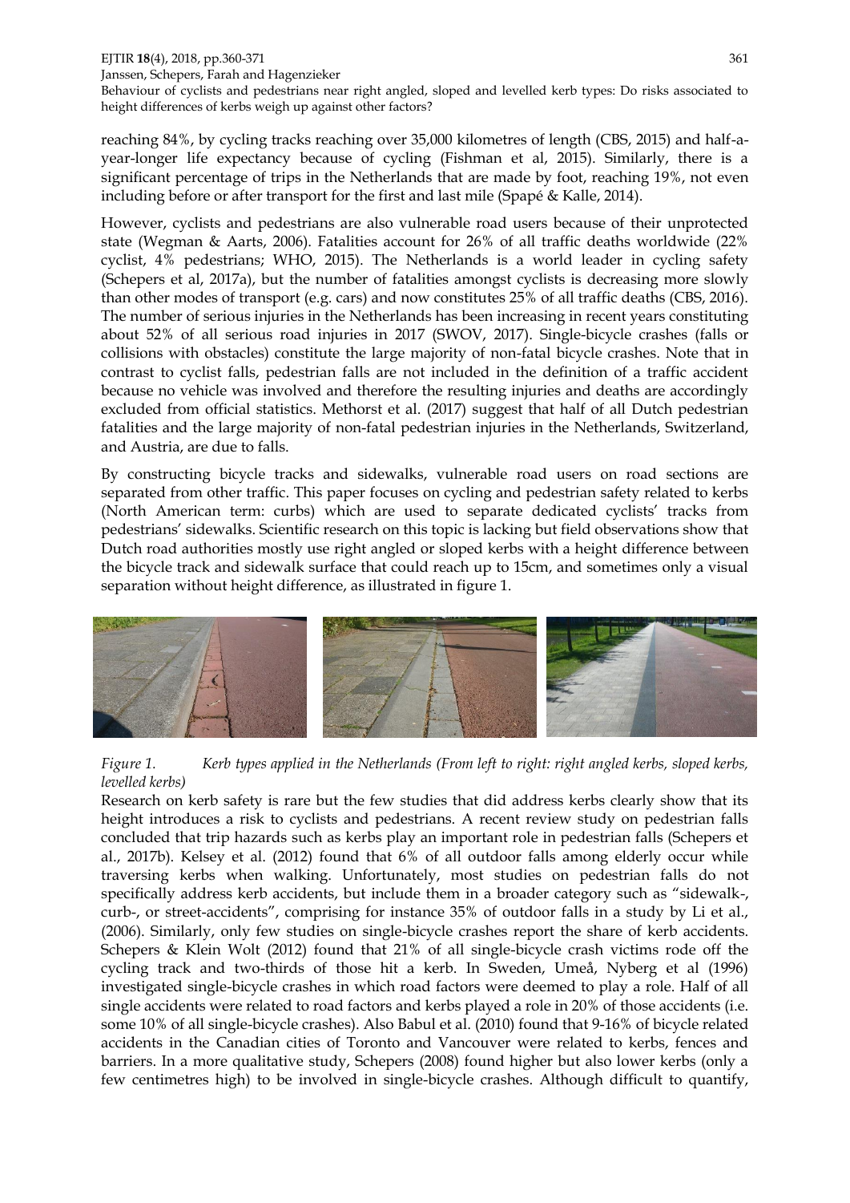reaching 84%, by cycling tracks reaching over 35,000 kilometres of length (CBS, 2015) and half-a-year-longer life expectancy because of cycling (Fishman et al, 2015). Similarly, there is a significant percentage of trips in the Netherlands that are made by foot, reaching 19%, not even including before or after transport for the first and last mile (Spapé & Kalle, 2014).

However, cyclists and pedestrians are also vulnerable road users because of their unprotected state (Wegman & Aarts, 2006). Fatalities account for 26% of all traffic deaths worldwide (22% cyclist, 4% pedestrians; WHO, 2015). The Netherlands is a world leader in cycling safety (Schepers et al, 2017a), but the number of fatalities amongst cyclists is decreasing more slowly than other modes of transport (e.g. cars) and now constitutes 25% of all traffic deaths (CBS, 2016). The number of serious injuries in the Netherlands has been increasing in recent years constituting about 52% of all serious road injuries in 2017 (SWOV, 2017). Single-bicycle crashes (falls or collisions with obstacles) constitute the large majority of non-fatal bicycle crashes. Note that in contrast to cyclist falls, pedestrian falls are not included in the definition of a traffic accident because no vehicle was involved and therefore the resulting injuries and deaths are accordingly excluded from official statistics. Methorst et al. (2017) suggest that half of all Dutch pedestrian fatalities and the large majority of non-fatal pedestrian injuries in the Netherlands, Switzerland, and Austria, are due to falls.

By constructing bicycle tracks and sidewalks, vulnerable road users on road sections are separated from other traffic. This paper focuses on cycling and pedestrian safety related to kerbs (North American term: curbs) which are used to separate dedicated cyclists' tracks from pedestrians' sidewalks. Scientific research on this topic is lacking but field observations show that Dutch road authorities mostly use right angled or sloped kerbs with a height difference between the bicycle track and sidewalk surface that could reach up to 15cm, and sometimes only a visual separation without height difference, as illustrated in figure 1.

*Figure 1. Kerb types applied in the Netherlands (From left to right: right angled kerbs, sloped kerbs, levelled kerbs)*

Research on kerb safety is rare but the few studies that did address kerbs clearly show that its height introduces a risk to cyclists and pedestrians. A recent review study on pedestrian falls concluded that trip hazards such as kerbs play an important role in pedestrian falls (Schepers et al., 2017b). Kelsey et al. (2012) found that 6% of all outdoor falls among elderly occur while traversing kerbs when walking. Unfortunately, most studies on pedestrian falls do not specifically address kerb accidents, but include them in a broader category such as "sidewalk-, curb-, or street-accidents", comprising for instance 35% of outdoor falls in a study by Li et al., (2006). Similarly, only few studies on single-bicycle crashes report the share of kerb accidents. Schepers & Klein Wolt (2012) found that 21% of all single-bicycle crash victims rode off the cycling track and two-thirds of those hit a kerb. In Sweden, Umeå, Nyberg et al (1996) investigated single-bicycle crashes in which road factors were deemed to play a role. Half of all single accidents were related to road factors and kerbs played a role in 20% of those accidents (i.e. some 10% of all single-bicycle crashes). Also Babul et al. (2010) found that 9-16% of bicycle related accidents in the Canadian cities of Toronto and Vancouver were related to kerbs, fences and barriers. In a more qualitative study, Schepers (2008) found higher but also lower kerbs (only a few centimetres high) to be involved in single-bicycle crashes. Although difficult to quantify,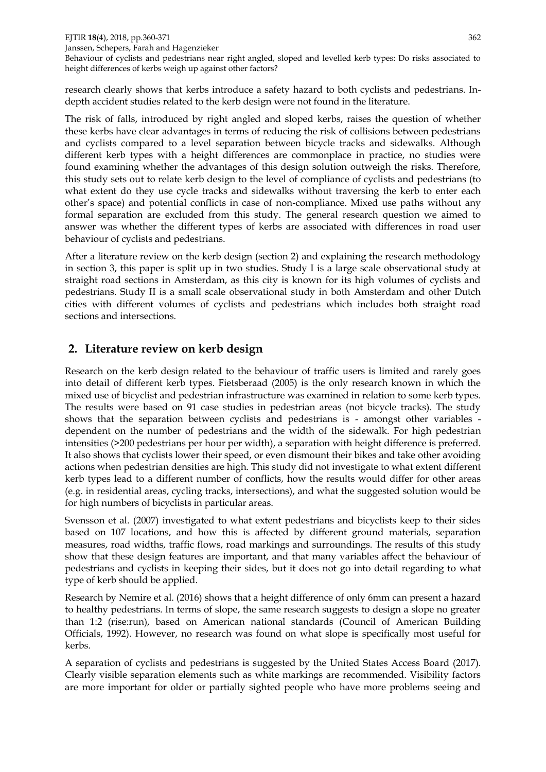research clearly shows that kerbs introduce a safety hazard to both cyclists and pedestrians. In-depth accident studies related to the kerb design were not found in the literature.

The risk of falls, introduced by right angled and sloped kerbs, raises the question of whether these kerbs have clear advantages in terms of reducing the risk of collisions between pedestrians and cyclists compared to a level separation between bicycle tracks and sidewalks. Although different kerb types with a height differences are commonplace in practice, no studies were found examining whether the advantages of this design solution outweigh the risks. Therefore, this study sets out to relate kerb design to the level of compliance of cyclists and pedestrians (to what extent do they use cycle tracks and sidewalks without traversing the kerb to enter each other's space) and potential conflicts in case of non-compliance. Mixed use paths without any formal separation are excluded from this study. The general research question we aimed to answer was whether the different types of kerbs are associated with differences in road user behaviour of cyclists and pedestrians.

After a literature review on the kerb design (section 2) and explaining the research methodology in section 3, this paper is split up in two studies. Study I is a large scale observational study at straight road sections in Amsterdam, as this city is known for its high volumes of cyclists and pedestrians. Study II is a small scale observational study in both Amsterdam and other Dutch cities with different volumes of cyclists and pedestrians which includes both straight road sections and intersections.

## 2. Literature review on kerb design

Research on the kerb design related to the behaviour of traffic users is limited and rarely goes into detail of different kerb types. Fietsberaad (2005) is the only research known in which the mixed use of bicyclist and pedestrian infrastructure was examined in relation to some kerb types. The results were based on 91 case studies in pedestrian areas (not bicycle tracks). The study shows that the separation between cyclists and pedestrians is - amongst other variables - dependent on the number of pedestrians and the width of the sidewalk. For high pedestrian intensities (>200 pedestrians per hour per width), a separation with height difference is preferred. It also shows that cyclists lower their speed, or even dismount their bikes and take other avoiding actions when pedestrian densities are high. This study did not investigate to what extent different kerb types lead to a different number of conflicts, how the results would differ for other areas (e.g. in residential areas, cycling tracks, intersections), and what the suggested solution would be for high numbers of bicyclists in particular areas.

Svensson et al. (2007) investigated to what extent pedestrians and bicyclists keep to their sides based on 107 locations, and how this is affected by different ground materials, separation measures, road widths, traffic flows, road markings and surroundings. The results of this study show that these design features are important, and that many variables affect the behaviour of pedestrians and cyclists in keeping their sides, but it does not go into detail regarding to what type of kerb should be applied.

Research by Nemire et al. (2016) shows that a height difference of only 6mm can present a hazard to healthy pedestrians. In terms of slope, the same research suggests to design a slope no greater than 1:2 (rise:run), based on American national standards (Council of American Building Officials, 1992). However, no research was found on what slope is specifically most useful for kerbs.

A separation of cyclists and pedestrians is suggested by the United States Access Board (2017). Clearly visible separation elements such as white markings are recommended. Visibility factors are more important for older or partially sighted people who have more problems seeing and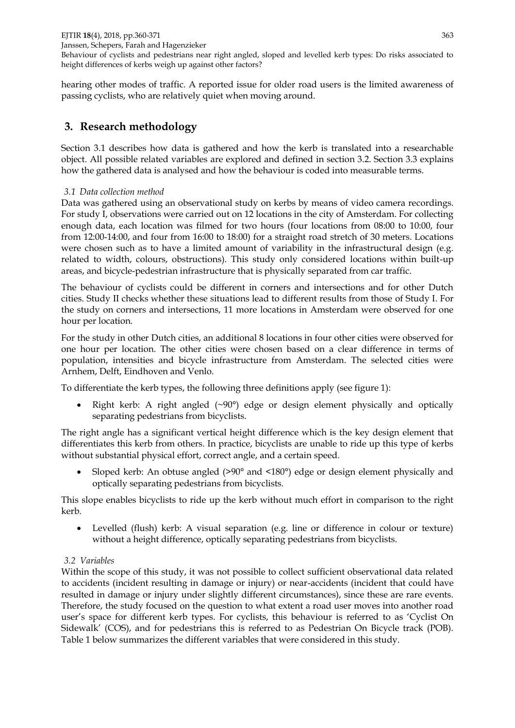hearing other modes of traffic. A reported issue for older road users is the limited awareness of passing cyclists, who are relatively quiet when moving around.

# 3. Research methodology

Section 3.1 describes how data is gathered and how the kerb is translated into a researchable object. All possible related variables are explored and defined in section 3.2. Section 3.3 explains how the gathered data is analysed and how the behaviour is coded into measurable terms.

### *3.1 Data collection method*

Data was gathered using an observational study on kerbs by means of video camera recordings. For study I, observations were carried out on 12 locations in the city of Amsterdam. For collecting enough data, each location was filmed for two hours (four locations from 08:00 to 10:00, four from 12:00-14:00, and four from 16:00 to 18:00) for a straight road stretch of 30 meters. Locations were chosen such as to have a limited amount of variability in the infrastructural design (e.g. related to width, colours, obstructions). This study only considered locations within built-up areas, and bicycle-pedestrian infrastructure that is physically separated from car traffic.

The behaviour of cyclists could be different in corners and intersections and for other Dutch cities. Study II checks whether these situations lead to different results from those of Study I. For the study on corners and intersections, 11 more locations in Amsterdam were observed for one hour per location.

For the study in other Dutch cities, an additional 8 locations in four other cities were observed for one hour per location. The other cities were chosen based on a clear difference in terms of population, intensities and bicycle infrastructure from Amsterdam. The selected cities were Arnhem, Delft, Eindhoven and Venlo.

To differentiate the kerb types, the following three definitions apply (see figure 1):

- Right kerb: A right angled (~90°) edge or design element physically and optically separating pedestrians from bicyclists.

The right angle has a significant vertical height difference which is the key design element that differentiates this kerb from others. In practice, bicyclists are unable to ride up this type of kerbs without substantial physical effort, correct angle, and a certain speed.

- Sloped kerb: An obtuse angled (>90° and <180°) edge or design element physically and optically separating pedestrians from bicyclists.

This slope enables bicyclists to ride up the kerb without much effort in comparison to the right kerb.

- Levelled (flush) kerb: A visual separation (e.g. line or difference in colour or texture) without a height difference, optically separating pedestrians from bicyclists.

### *3.2 Variables*

Within the scope of this study, it was not possible to collect sufficient observational data related to accidents (incident resulting in damage or injury) or near-accidents (incident that could have resulted in damage or injury under slightly different circumstances), since these are rare events. Therefore, the study focused on the question to what extent a road user moves into another road user's space for different kerb types. For cyclists, this behaviour is referred to as 'Cyclist On Sidewalk' (COS), and for pedestrians this is referred to as Pedestrian On Bicycle track (POB). Table 1 below summarizes the different variables that were considered in this study.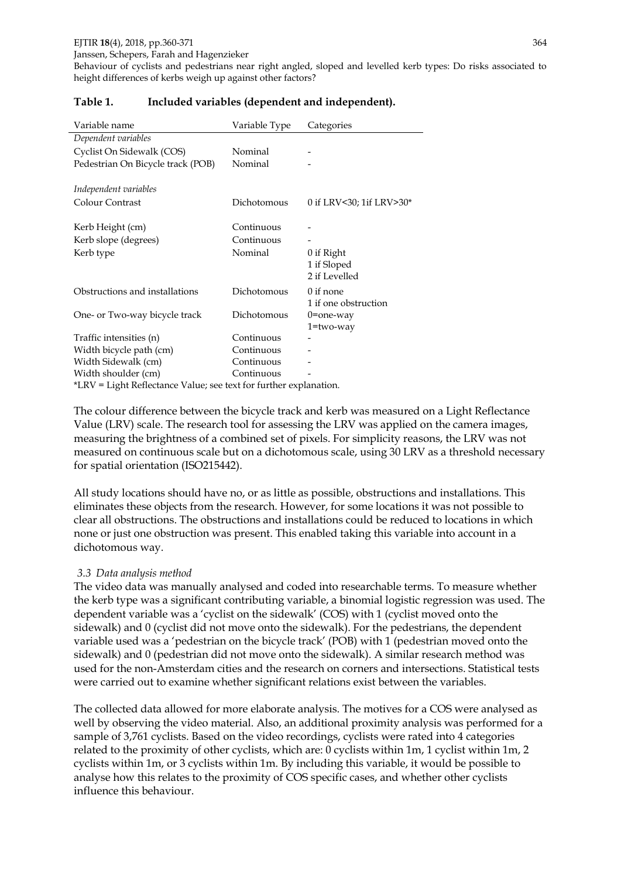**Table 1. Included variables (dependent and independent).**

| Variable name | Variable Type | Categories |
|---|---|---|
| *Dependent variables* | | |
| Cyclist On Sidewalk (COS) | Nominal | - |
| Pedestrian On Bicycle track (POB) | Nominal | - |
| | | |
| *Independent variables* | | |
| Colour Contrast | Dichotomous | 0 if LRV<30; 1if LRV>30* |
| Kerb Height (cm) | Continuous | - |
| Kerb slope (degrees) | Continuous | - |
| Kerb type | Nominal | 0 if Right<br>1 if Sloped<br>2 if Levelled |
| Obstructions and installations | Dichotomous | 0 if none<br>1 if one obstruction |
| One- or Two-way bicycle track | Dichotomous | 0=one-way<br>1=two-way |
| Traffic intensities (n) | Continuous | - |
| Width bicycle path (cm) | Continuous | - |
| Width Sidewalk (cm) | Continuous | - |
| Width shoulder (cm) | Continuous | - |

*LRV = Light Reflectance Value; see text for further explanation.

The colour difference between the bicycle track and kerb was measured on a Light Reflectance Value (LRV) scale. The research tool for assessing the LRV was applied on the camera images, measuring the brightness of a combined set of pixels. For simplicity reasons, the LRV was not measured on continuous scale but on a dichotomous scale, using 30 LRV as a threshold necessary for spatial orientation (ISO215442).

All study locations should have no, or as little as possible, obstructions and installations. This eliminates these objects from the research. However, for some locations it was not possible to clear all obstructions. The obstructions and installations could be reduced to locations in which none or just one obstruction was present. This enabled taking this variable into account in a dichotomous way.

### 3.3 Data analysis method

The video data was manually analysed and coded into researchable terms. To measure whether the kerb type was a significant contributing variable, a binomial logistic regression was used. The dependent variable was a 'cyclist on the sidewalk' (COS) with 1 (cyclist moved onto the sidewalk) and 0 (cyclist did not move onto the sidewalk). For the pedestrians, the dependent variable used was a 'pedestrian on the bicycle track' (POB) with 1 (pedestrian moved onto the sidewalk) and 0 (pedestrian did not move onto the sidewalk). A similar research method was used for the non-Amsterdam cities and the research on corners and intersections. Statistical tests were carried out to examine whether significant relations exist between the variables.

The collected data allowed for more elaborate analysis. The motives for a COS were analysed as well by observing the video material. Also, an additional proximity analysis was performed for a sample of 3,761 cyclists. Based on the video recordings, cyclists were rated into 4 categories related to the proximity of other cyclists, which are: 0 cyclists within 1m, 1 cyclist within 1m, 2 cyclists within 1m, or 3 cyclists within 1m. By including this variable, it would be possible to analyse how this relates to the proximity of COS specific cases, and whether other cyclists influence this behaviour.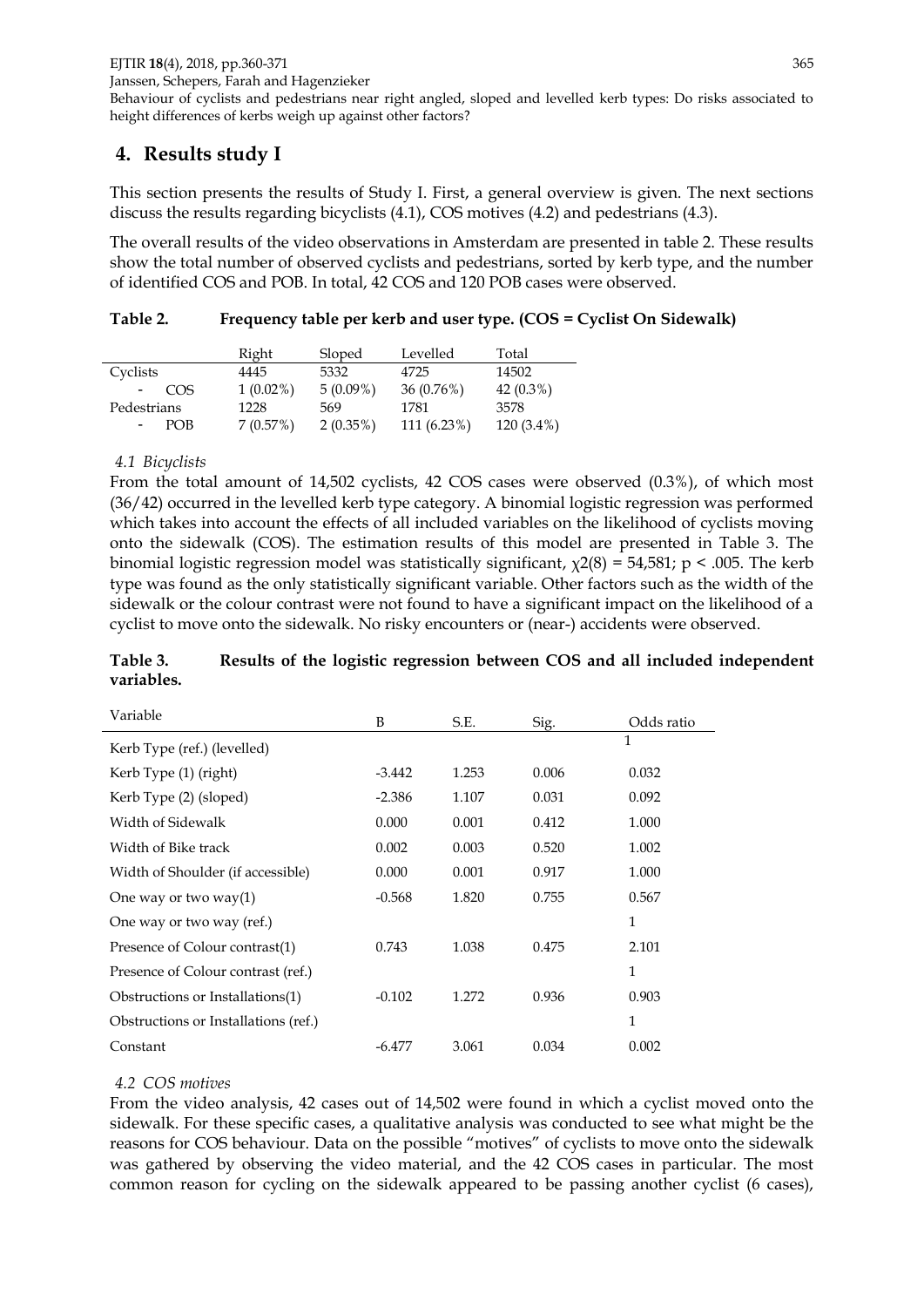## 4. Results study I

This section presents the results of Study I. First, a general overview is given. The next sections discuss the results regarding bicyclists (4.1), COS motives (4.2) and pedestrians (4.3).

The overall results of the video observations in Amsterdam are presented in table 2. These results show the total number of observed cyclists and pedestrians, sorted by kerb type, and the number of identified COS and POB. In total, 42 COS and 120 POB cases were observed.

**Table 2. Frequency table per kerb and user type. (COS = Cyclist On Sidewalk)**

| | Right | Sloped | Levelled | Total |
|---|---|---|---|---|
| Cyclists | 4445 | 5332 | 4725 | 14502 |
| - COS | 1 (0.02%) | 5 (0.09%) | 36 (0.76%) | 42 (0.3%) |
| Pedestrians | 1228 | 569 | 1781 | 3578 |
| - POB | 7 (0.57%) | 2 (0.35%) | 111 (6.23%) | 120 (3.4%) |

### 4.1 Bicyclists

From the total amount of 14,502 cyclists, 42 COS cases were observed (0.3%), of which most (36/42) occurred in the levelled kerb type category. A binomial logistic regression was performed which takes into account the effects of all included variables on the likelihood of cyclists moving onto the sidewalk (COS). The estimation results of this model are presented in Table 3. The binomial logistic regression model was statistically significant, $\chi2(8) = 54{,}581$; $p < .005$. The kerb type was found as the only statistically significant variable. Other factors such as the width of the sidewalk or the colour contrast were not found to have a significant impact on the likelihood of a cyclist to move onto the sidewalk. No risky encounters or (near-) accidents were observed.

**Table 3. Results of the logistic regression between COS and all included independent variables.**

| Variable | B | S.E. | Sig. | Odds ratio |
|---|---|---|---|---|
| Kerb Type (ref.) (levelled) | | | | 1 |
| Kerb Type (1) (right) | -3.442 | 1.253 | 0.006 | 0.032 |
| Kerb Type (2) (sloped) | -2.386 | 1.107 | 0.031 | 0.092 |
| Width of Sidewalk | 0.000 | 0.001 | 0.412 | 1.000 |
| Width of Bike track | 0.002 | 0.003 | 0.520 | 1.002 |
| Width of Shoulder (if accessible) | 0.000 | 0.001 | 0.917 | 1.000 |
| One way or two way(1) | -0.568 | 1.820 | 0.755 | 0.567 |
| One way or two way (ref.) | | | | 1 |
| Presence of Colour contrast(1) | 0.743 | 1.038 | 0.475 | 2.101 |
| Presence of Colour contrast (ref.) | | | | 1 |
| Obstructions or Installations(1) | -0.102 | 1.272 | 0.936 | 0.903 |
| Obstructions or Installations (ref.) | | | | 1 |
| Constant | -6.477 | 3.061 | 0.034 | 0.002 |

### 4.2 COS motives

From the video analysis, 42 cases out of 14,502 were found in which a cyclist moved onto the sidewalk. For these specific cases, a qualitative analysis was conducted to see what might be the reasons for COS behaviour. Data on the possible "motives" of cyclists to move onto the sidewalk was gathered by observing the video material, and the 42 COS cases in particular. The most common reason for cycling on the sidewalk appeared to be passing another cyclist (6 cases),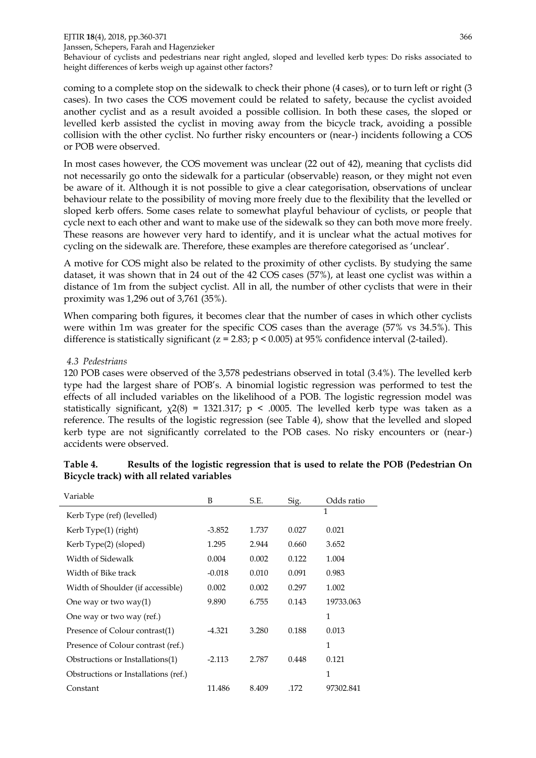coming to a complete stop on the sidewalk to check their phone (4 cases), or to turn left or right (3 cases). In two cases the COS movement could be related to safety, because the cyclist avoided another cyclist and as a result avoided a possible collision. In both these cases, the sloped or levelled kerb assisted the cyclist in moving away from the bicycle track, avoiding a possible collision with the other cyclist. No further risky encounters or (near-) incidents following a COS or POB were observed.

In most cases however, the COS movement was unclear (22 out of 42), meaning that cyclists did not necessarily go onto the sidewalk for a particular (observable) reason, or they might not even be aware of it. Although it is not possible to give a clear categorisation, observations of unclear behaviour relate to the possibility of moving more freely due to the flexibility that the levelled or sloped kerb offers. Some cases relate to somewhat playful behaviour of cyclists, or people that cycle next to each other and want to make use of the sidewalk so they can both move more freely. These reasons are however very hard to identify, and it is unclear what the actual motives for cycling on the sidewalk are. Therefore, these examples are therefore categorised as 'unclear'.

A motive for COS might also be related to the proximity of other cyclists. By studying the same dataset, it was shown that in 24 out of the 42 COS cases (57%), at least one cyclist was within a distance of 1m from the subject cyclist. All in all, the number of other cyclists that were in their proximity was 1,296 out of 3,761 (35%).

When comparing both figures, it becomes clear that the number of cases in which other cyclists were within 1m was greater for the specific COS cases than the average (57% vs 34.5%). This difference is statistically significant ($z = 2.83$; $p < 0.005$) at 95% confidence interval (2-tailed).

### 4.3 Pedestrians

120 POB cases were observed of the 3,578 pedestrians observed in total (3.4%). The levelled kerb type had the largest share of POB's. A binomial logistic regression was performed to test the effects of all included variables on the likelihood of a POB. The logistic regression model was statistically significant, $\chi2(8) = 1321.317$; $p < .0005$. The levelled kerb type was taken as a reference. The results of the logistic regression (see Table 4), show that the levelled and sloped kerb type are not significantly correlated to the POB cases. No risky encounters or (near-) accidents were observed.

**Table 4. Results of the logistic regression that is used to relate the POB (Pedestrian On Bicycle track) with all related variables**

| Variable | B | S.E. | Sig. | Odds ratio |
|---|---|---|---|---|
| Kerb Type (ref) (levelled) | | | | 1 |
| Kerb Type(1) (right) | -3.852 | 1.737 | 0.027 | 0.021 |
| Kerb Type(2) (sloped) | 1.295 | 2.944 | 0.660 | 3.652 |
| Width of Sidewalk | 0.004 | 0.002 | 0.122 | 1.004 |
| Width of Bike track | -0.018 | 0.010 | 0.091 | 0.983 |
| Width of Shoulder (if accessible) | 0.002 | 0.002 | 0.297 | 1.002 |
| One way or two way(1) | 9.890 | 6.755 | 0.143 | 19733.063 |
| One way or two way (ref.) | | | | 1 |
| Presence of Colour contrast(1) | -4.321 | 3.280 | 0.188 | 0.013 |
| Presence of Colour contrast (ref.) | | | | 1 |
| Obstructions or Installations(1) | -2.113 | 2.787 | 0.448 | 0.121 |
| Obstructions or Installations (ref.) | | | | 1 |
| Constant | 11.486 | 8.409 | .172 | 97302.841 |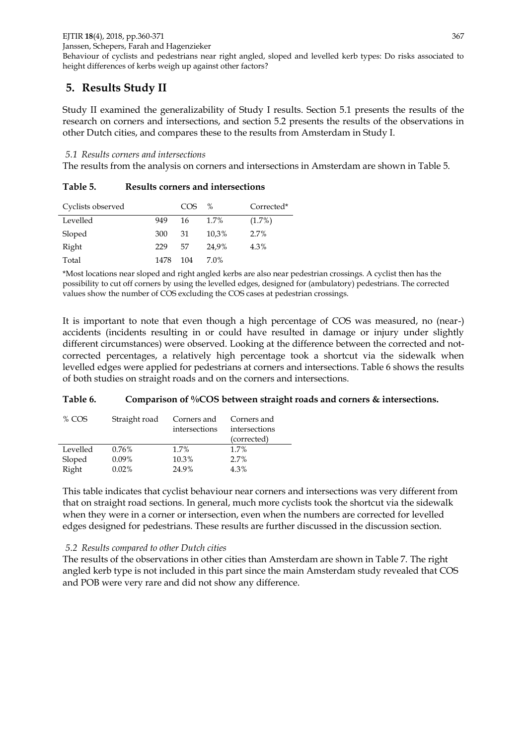## 5. Results Study II

Study II examined the generalizability of Study I results. Section 5.1 presents the results of the research on corners and intersections, and section 5.2 presents the results of the observations in other Dutch cities, and compares these to the results from Amsterdam in Study I.

### 5.1 Results corners and intersections

The results from the analysis on corners and intersections in Amsterdam are shown in Table 5.

**Table 5. Results corners and intersections**

| Cyclists observed | | COS | % | Corrected* |
|---|---|---|---|---|
| Levelled | 949 | 16 | 1.7% | (1.7%) |
| Sloped | 300 | 31 | 10,3% | 2.7% |
| Right | 229 | 57 | 24,9% | 4.3% |
| Total | 1478 | 104 | 7.0% | |

*Most locations near sloped and right angled kerbs are also near pedestrian crossings. A cyclist then has the possibility to cut off corners by using the levelled edges, designed for (ambulatory) pedestrians. The corrected values show the number of COS excluding the COS cases at pedestrian crossings.

It is important to note that even though a high percentage of COS was measured, no (near-) accidents (incidents resulting in or could have resulted in damage or injury under slightly different circumstances) were observed. Looking at the difference between the corrected and not-corrected percentages, a relatively high percentage took a shortcut via the sidewalk when levelled edges were applied for pedestrians at corners and intersections. Table 6 shows the results of both studies on straight roads and on the corners and intersections.

**Table 6. Comparison of %COS between straight roads and corners & intersections.**

| % COS | Straight road | Corners and intersections | Corners and intersections (corrected) |
|---|---|---|---|
| Levelled | 0.76% | 1.7% | 1.7% |
| Sloped | 0.09% | 10.3% | 2.7% |
| Right | 0.02% | 24.9% | 4.3% |

This table indicates that cyclist behaviour near corners and intersections was very different from that on straight road sections. In general, much more cyclists took the shortcut via the sidewalk when they were in a corner or intersection, even when the numbers are corrected for levelled edges designed for pedestrians. These results are further discussed in the discussion section.

### 5.2 Results compared to other Dutch cities

The results of the observations in other cities than Amsterdam are shown in Table 7. The right angled kerb type is not included in this part since the main Amsterdam study revealed that COS and POB were very rare and did not show any difference.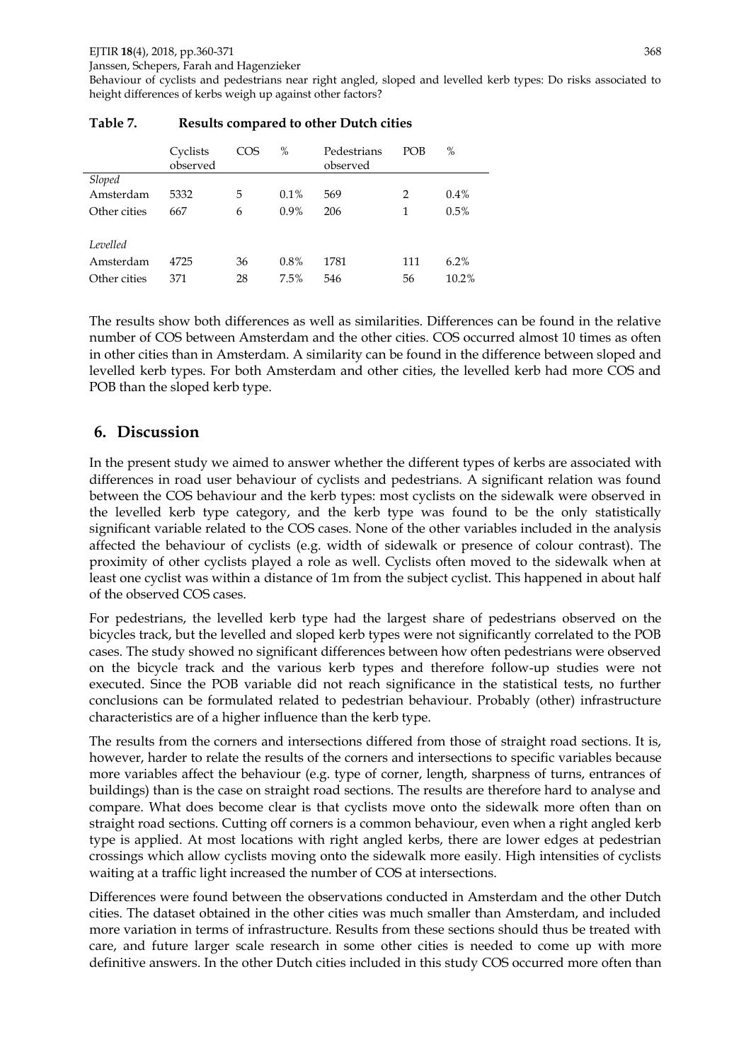**Table 7. Results compared to other Dutch cities**

| | Cyclists observed | COS | % | Pedestrians observed | POB | % |
|---|---|---|---|---|---|---|
| *Sloped* | | | | | | |
| Amsterdam | 5332 | 5 | 0.1% | 569 | 2 | 0.4% |
| Other cities | 667 | 6 | 0.9% | 206 | 1 | 0.5% |
| *Levelled* | | | | | | |
| Amsterdam | 4725 | 36 | 0.8% | 1781 | 111 | 6.2% |
| Other cities | 371 | 28 | 7.5% | 546 | 56 | 10.2% |

The results show both differences as well as similarities. Differences can be found in the relative number of COS between Amsterdam and the other cities. COS occurred almost 10 times as often in other cities than in Amsterdam. A similarity can be found in the difference between sloped and levelled kerb types. For both Amsterdam and other cities, the levelled kerb had more COS and POB than the sloped kerb type.

## 6. Discussion

In the present study we aimed to answer whether the different types of kerbs are associated with differences in road user behaviour of cyclists and pedestrians. A significant relation was found between the COS behaviour and the kerb types: most cyclists on the sidewalk were observed in the levelled kerb type category, and the kerb type was found to be the only statistically significant variable related to the COS cases. None of the other variables included in the analysis affected the behaviour of cyclists (e.g. width of sidewalk or presence of colour contrast). The proximity of other cyclists played a role as well. Cyclists often moved to the sidewalk when at least one cyclist was within a distance of 1m from the subject cyclist. This happened in about half of the observed COS cases.

For pedestrians, the levelled kerb type had the largest share of pedestrians observed on the bicycles track, but the levelled and sloped kerb types were not significantly correlated to the POB cases. The study showed no significant differences between how often pedestrians were observed on the bicycle track and the various kerb types and therefore follow-up studies were not executed. Since the POB variable did not reach significance in the statistical tests, no further conclusions can be formulated related to pedestrian behaviour. Probably (other) infrastructure characteristics are of a higher influence than the kerb type.

The results from the corners and intersections differed from those of straight road sections. It is, however, harder to relate the results of the corners and intersections to specific variables because more variables affect the behaviour (e.g. type of corner, length, sharpness of turns, entrances of buildings) than is the case on straight road sections. The results are therefore hard to analyse and compare. What does become clear is that cyclists move onto the sidewalk more often than on straight road sections. Cutting off corners is a common behaviour, even when a right angled kerb type is applied. At most locations with right angled kerbs, there are lower edges at pedestrian crossings which allow cyclists moving onto the sidewalk more easily. High intensities of cyclists waiting at a traffic light increased the number of COS at intersections.

Differences were found between the observations conducted in Amsterdam and the other Dutch cities. The dataset obtained in the other cities was much smaller than Amsterdam, and included more variation in terms of infrastructure. Results from these sections should thus be treated with care, and future larger scale research in some other cities is needed to come up with more definitive answers. In the other Dutch cities included in this study COS occurred more often than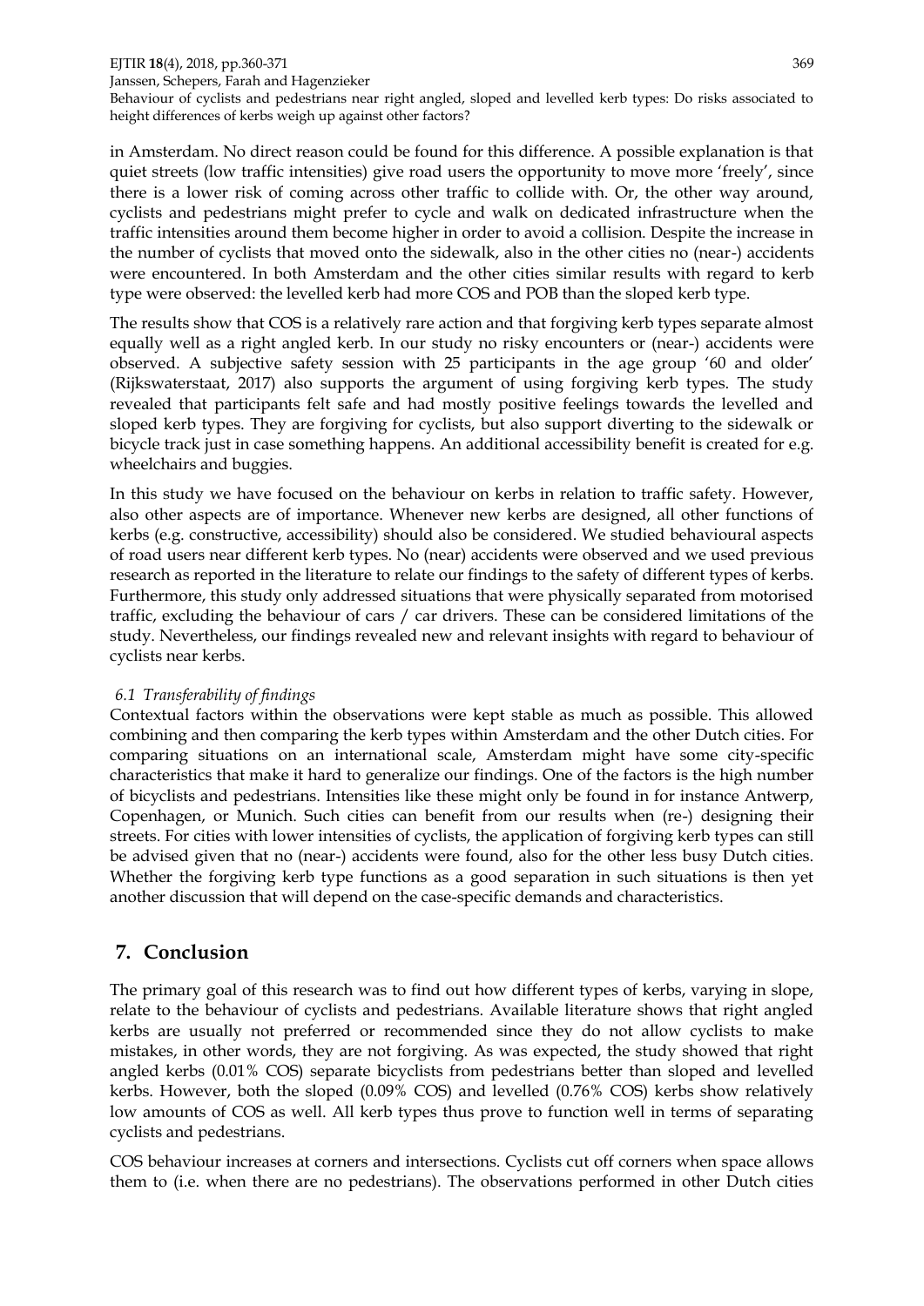in Amsterdam. No direct reason could be found for this difference. A possible explanation is that quiet streets (low traffic intensities) give road users the opportunity to move more 'freely', since there is a lower risk of coming across other traffic to collide with. Or, the other way around, cyclists and pedestrians might prefer to cycle and walk on dedicated infrastructure when the traffic intensities around them become higher in order to avoid a collision. Despite the increase in the number of cyclists that moved onto the sidewalk, also in the other cities no (near-) accidents were encountered. In both Amsterdam and the other cities similar results with regard to kerb type were observed: the levelled kerb had more COS and POB than the sloped kerb type.

The results show that COS is a relatively rare action and that forgiving kerb types separate almost equally well as a right angled kerb. In our study no risky encounters or (near-) accidents were observed. A subjective safety session with 25 participants in the age group '60 and older' (Rijkswaterstaat, 2017) also supports the argument of using forgiving kerb types. The study revealed that participants felt safe and had mostly positive feelings towards the levelled and sloped kerb types. They are forgiving for cyclists, but also support diverting to the sidewalk or bicycle track just in case something happens. An additional accessibility benefit is created for e.g. wheelchairs and buggies.

In this study we have focused on the behaviour on kerbs in relation to traffic safety. However, also other aspects are of importance. Whenever new kerbs are designed, all other functions of kerbs (e.g. constructive, accessibility) should also be considered. We studied behavioural aspects of road users near different kerb types. No (near) accidents were observed and we used previous research as reported in the literature to relate our findings to the safety of different types of kerbs. Furthermore, this study only addressed situations that were physically separated from motorised traffic, excluding the behaviour of cars / car drivers. These can be considered limitations of the study. Nevertheless, our findings revealed new and relevant insights with regard to behaviour of cyclists near kerbs.

### 6.1 *Transferability of findings*

Contextual factors within the observations were kept stable as much as possible. This allowed combining and then comparing the kerb types within Amsterdam and the other Dutch cities. For comparing situations on an international scale, Amsterdam might have some city-specific characteristics that make it hard to generalize our findings. One of the factors is the high number of bicyclists and pedestrians. Intensities like these might only be found in for instance Antwerp, Copenhagen, or Munich. Such cities can benefit from our results when (re-) designing their streets. For cities with lower intensities of cyclists, the application of forgiving kerb types can still be advised given that no (near-) accidents were found, also for the other less busy Dutch cities. Whether the forgiving kerb type functions as a good separation in such situations is then yet another discussion that will depend on the case-specific demands and characteristics.

## 7. Conclusion

The primary goal of this research was to find out how different types of kerbs, varying in slope, relate to the behaviour of cyclists and pedestrians. Available literature shows that right angled kerbs are usually not preferred or recommended since they do not allow cyclists to make mistakes, in other words, they are not forgiving. As was expected, the study showed that right angled kerbs (0.01% COS) separate bicyclists from pedestrians better than sloped and levelled kerbs. However, both the sloped (0.09% COS) and levelled (0.76% COS) kerbs show relatively low amounts of COS as well. All kerb types thus prove to function well in terms of separating cyclists and pedestrians.

COS behaviour increases at corners and intersections. Cyclists cut off corners when space allows them to (i.e. when there are no pedestrians). The observations performed in other Dutch cities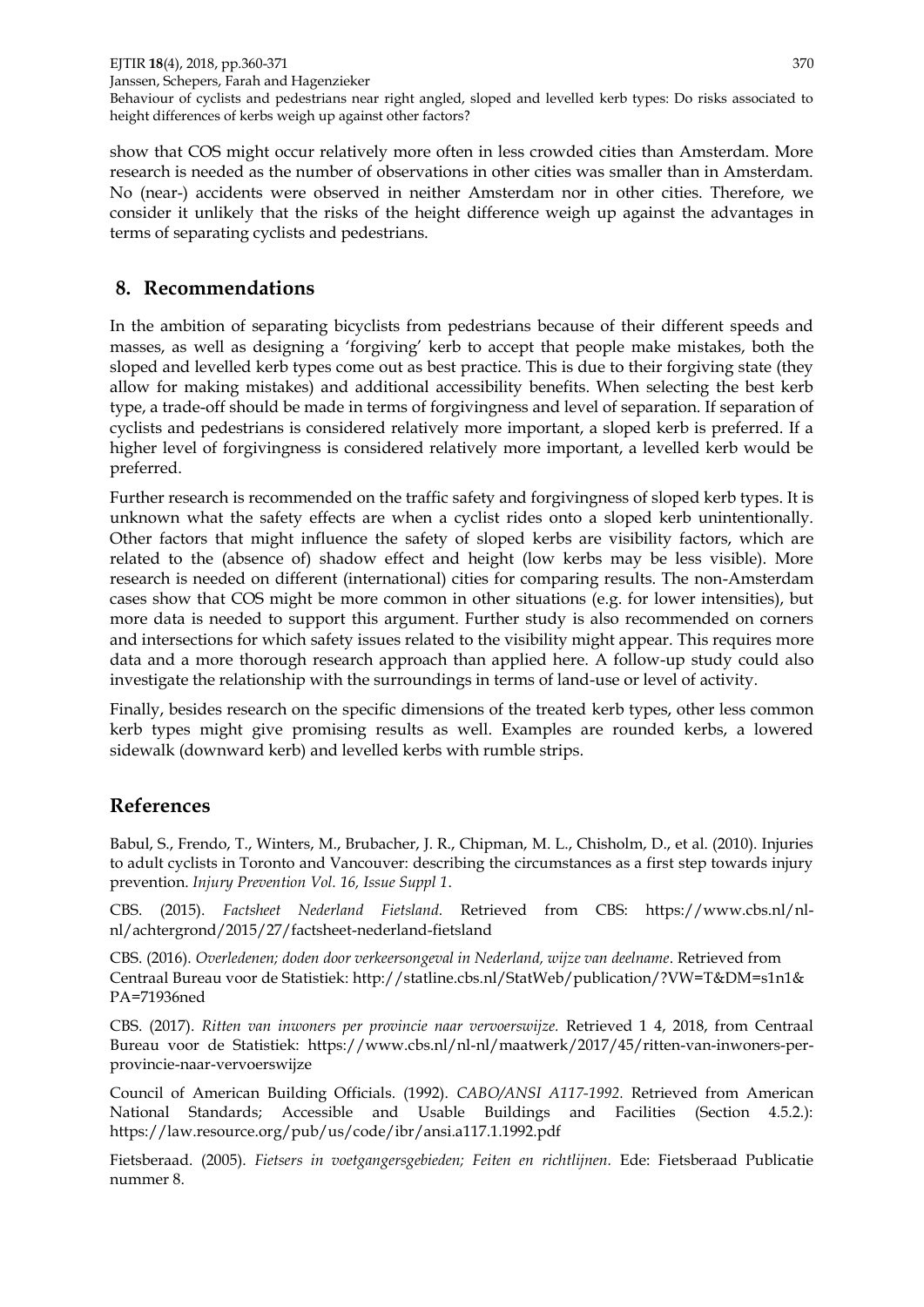show that COS might occur relatively more often in less crowded cities than Amsterdam. More research is needed as the number of observations in other cities was smaller than in Amsterdam. No (near-) accidents were observed in neither Amsterdam nor in other cities. Therefore, we consider it unlikely that the risks of the height difference weigh up against the advantages in terms of separating cyclists and pedestrians.

## 8. Recommendations

In the ambition of separating bicyclists from pedestrians because of their different speeds and masses, as well as designing a 'forgiving' kerb to accept that people make mistakes, both the sloped and levelled kerb types come out as best practice. This is due to their forgiving state (they allow for making mistakes) and additional accessibility benefits. When selecting the best kerb type, a trade-off should be made in terms of forgivingness and level of separation. If separation of cyclists and pedestrians is considered relatively more important, a sloped kerb is preferred. If a higher level of forgivingness is considered relatively more important, a levelled kerb would be preferred.

Further research is recommended on the traffic safety and forgivingness of sloped kerb types. It is unknown what the safety effects are when a cyclist rides onto a sloped kerb unintentionally. Other factors that might influence the safety of sloped kerbs are visibility factors, which are related to the (absence of) shadow effect and height (low kerbs may be less visible). More research is needed on different (international) cities for comparing results. The non-Amsterdam cases show that COS might be more common in other situations (e.g. for lower intensities), but more data is needed to support this argument. Further study is also recommended on corners and intersections for which safety issues related to the visibility might appear. This requires more data and a more thorough research approach than applied here. A follow-up study could also investigate the relationship with the surroundings in terms of land-use or level of activity.

Finally, besides research on the specific dimensions of the treated kerb types, other less common kerb types might give promising results as well. Examples are rounded kerbs, a lowered sidewalk (downward kerb) and levelled kerbs with rumble strips.

## References

Babul, S., Frendo, T., Winters, M., Brubacher, J. R., Chipman, M. L., Chisholm, D., et al. (2010). Injuries to adult cyclists in Toronto and Vancouver: describing the circumstances as a first step towards injury prevention. *Injury Prevention Vol. 16, Issue Suppl 1*.

CBS. (2015). *Factsheet Nederland Fietsland.* Retrieved from CBS: https://www.cbs.nl/nl-nl/achtergrond/2015/27/factsheet-nederland-fietsland

CBS. (2016). *Overledenen; doden door verkeersongeval in Nederland, wijze van deelname*. Retrieved from Centraal Bureau voor de Statistiek: http://statline.cbs.nl/StatWeb/publication/?VW=T&DM=s1n1&PA=71936ned

CBS. (2017). *Ritten van inwoners per provincie naar vervoerswijze.* Retrieved 1 4, 2018, from Centraal Bureau voor de Statistiek: https://www.cbs.nl/nl-nl/maatwerk/2017/45/ritten-van-inwoners-per-provincie-naar-vervoerswijze

Council of American Building Officials. (1992). *CABO/ANSI A117-1992*. Retrieved from American National Standards; Accessible and Usable Buildings and Facilities (Section 4.5.2.): https://law.resource.org/pub/us/code/ibr/ansi.a117.1.1992.pdf

Fietsberaad. (2005). *Fietsers in voetgangersgebieden; Feiten en richtlijnen.* Ede: Fietsberaad Publicatie nummer 8.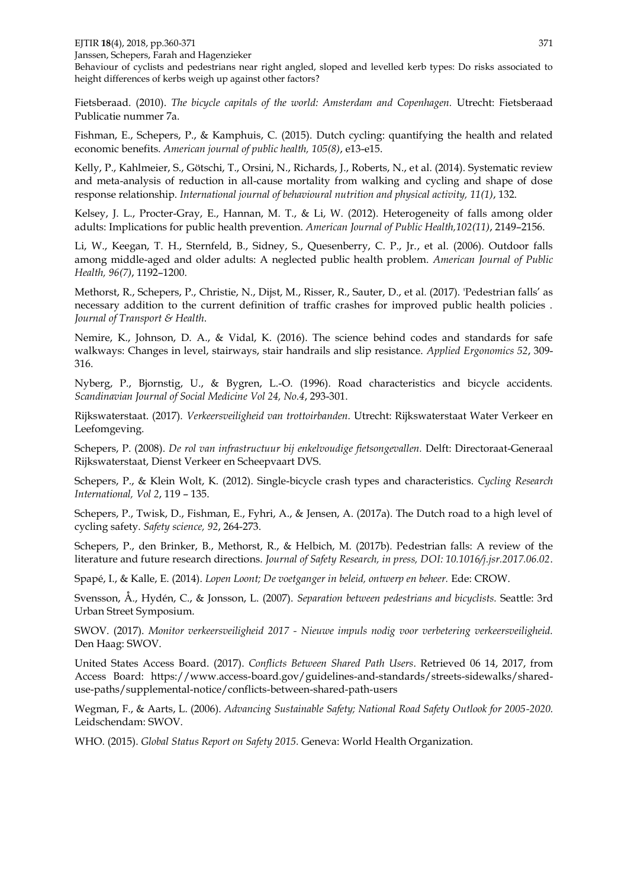Fietsberaad. (2010). *The bicycle capitals of the world: Amsterdam and Copenhagen*. Utrecht: Fietsberaad Publicatie nummer 7a.

Fishman, E., Schepers, P., & Kamphuis, C. (2015). Dutch cycling: quantifying the health and related economic benefits. *American journal of public health, 105(8)*, e13-e15.

Kelly, P., Kahlmeier, S., Götschi, T., Orsini, N., Richards, J., Roberts, N., et al. (2014). Systematic review and meta-analysis of reduction in all-cause mortality from walking and cycling and shape of dose response relationship. *International journal of behavioural nutrition and physical activity, 11(1)*, 132.

Kelsey, J. L., Procter-Gray, E., Hannan, M. T., & Li, W. (2012). Heterogeneity of falls among older adults: Implications for public health prevention. *American Journal of Public Health,102(11)*, 2149–2156.

Li, W., Keegan, T. H., Sternfeld, B., Sidney, S., Quesenberry, C. P., Jr., et al. (2006). Outdoor falls among middle-aged and older adults: A neglected public health problem. *American Journal of Public Health, 96(7)*, 1192–1200.

Methorst, R., Schepers, P., Christie, N., Dijst, M., Risser, R., Sauter, D., et al. (2017). 'Pedestrian falls' as necessary addition to the current definition of traffic crashes for improved public health policies . *Journal of Transport & Health*.

Nemire, K., Johnson, D. A., & Vidal, K. (2016). The science behind codes and standards for safe walkways: Changes in level, stairways, stair handrails and slip resistance. *Applied Ergonomics 52*, 309-316.

Nyberg, P., Bjornstig, U., & Bygren, L.-O. (1996). Road characteristics and bicycle accidents. *Scandinavian Journal of Social Medicine Vol 24, No.4*, 293-301.

Rijkswaterstaat. (2017). *Verkeersveiligheid van trottoirbanden.* Utrecht: Rijkswaterstaat Water Verkeer en Leefomgeving.

Schepers, P. (2008). *De rol van infrastructuur bij enkelvoudige fietsongevallen.* Delft: Directoraat-Generaal Rijkswaterstaat, Dienst Verkeer en Scheepvaart DVS.

Schepers, P., & Klein Wolt, K. (2012). Single-bicycle crash types and characteristics. *Cycling Research International, Vol 2*, 119 – 135.

Schepers, P., Twisk, D., Fishman, E., Fyhri, A., & Jensen, A. (2017a). The Dutch road to a high level of cycling safety. *Safety science, 92*, 264-273.

Schepers, P., den Brinker, B., Methorst, R., & Helbich, M. (2017b). Pedestrian falls: A review of the literature and future research directions. *Journal of Safety Research, in press, DOI: 10.1016/j.jsr.2017.06.02*.

Spapé, I., & Kalle, E. (2014). *Lopen Loont; De voetganger in beleid, ontwerp en beheer.* Ede: CROW.

Svensson, Å., Hydén, C., & Jonsson, L. (2007). *Separation between pedestrians and bicyclists.* Seattle: 3rd Urban Street Symposium.

SWOV. (2017). *Monitor verkeersveiligheid 2017 - Nieuwe impuls nodig voor verbetering verkeersveiligheid.* Den Haag: SWOV.

United States Access Board. (2017). *Conflicts Between Shared Path Users*. Retrieved 06 14, 2017, from Access Board: https://www.access-board.gov/guidelines-and-standards/streets-sidewalks/shared-use-paths/supplemental-notice/conflicts-between-shared-path-users

Wegman, F., & Aarts, L. (2006). *Advancing Sustainable Safety; National Road Safety Outlook for 2005-2020.* Leidschendam: SWOV.

WHO. (2015). *Global Status Report on Safety 2015.* Geneva: World Health Organization.